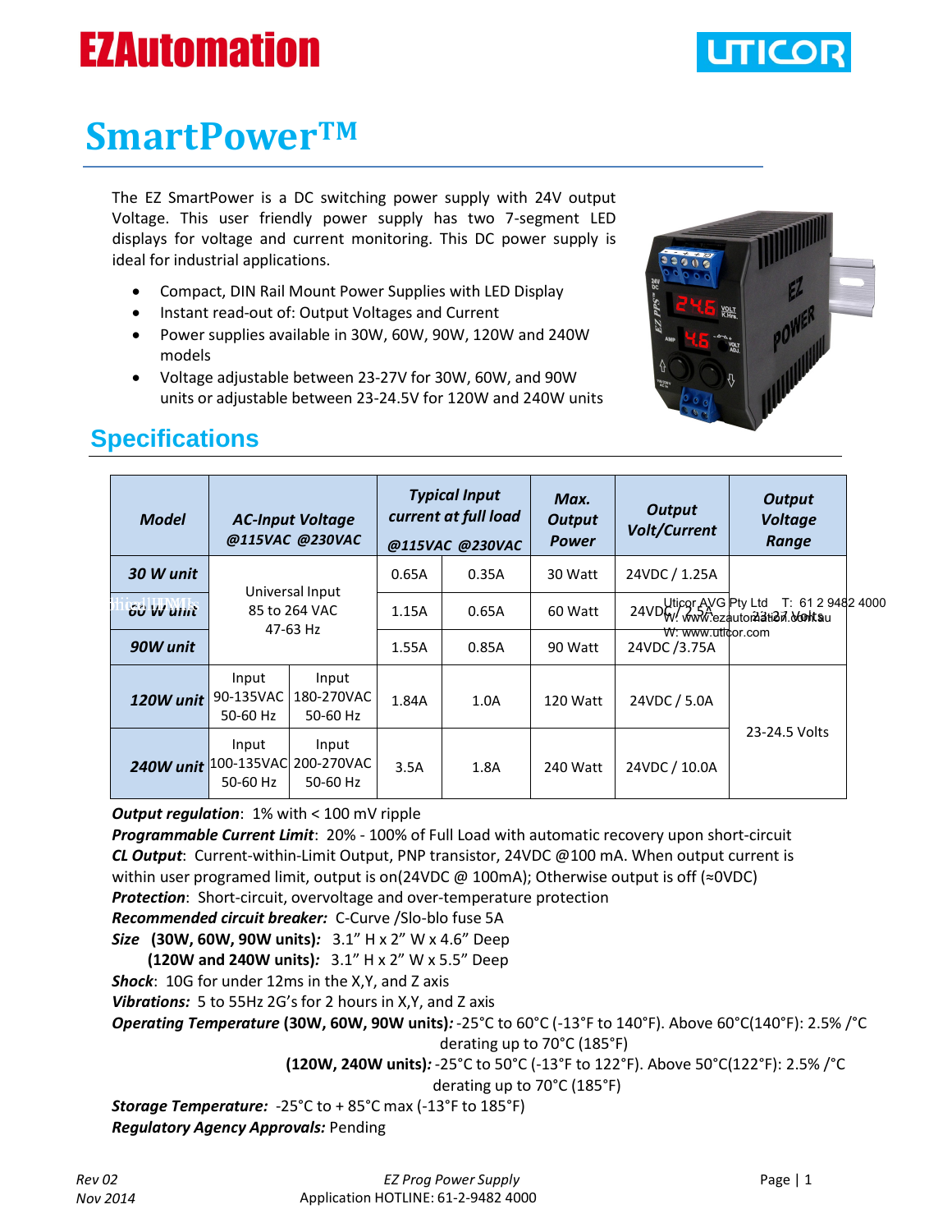EZAutomation

UTICOR

# SmartPower™

The EZ SmartPower is a DC switching power supply with 24V output Voltage. This user friendly power supply has two 7-segment LED displays for voltage and current monitoring. This DC power supply is ideal for industrial applications.

- Compact, DIN Rail Mount Power Supplies with LED Display
- Instant read-out of: Output Voltages and Current
- Power supplies available in 30W, 60W, 90W, 120W and 240W models
- Voltage adjustable between 23-27V for 30W, 60W, and 90W units or adjustable between 23-24.5V for 120W and 240W units

## Specifications

| Model | AC-Input Voltage @115VAC @230VAC | | Typical Input current at full load @115VAC | @230VAC | Max. Output Power | Output Volt/Current | Output Voltage Range |
|---|---|---|---|---|---|---|---|
| 30 W unit | Universal Input 85 to 264 VAC 47-63 Hz | | 0.65A | 0.35A | 30 Watt | 24VDC / 1.25A | 23-27 Volts |
| 60 W unit | | | 1.15A | 0.65A | 60 Watt | 24VDC / 2.5A | |
| 90W unit | | | 1.55A | 0.85A | 90 Watt | 24VDC /3.75A | |
| 120W unit | Input 90-135VAC 50-60 Hz | Input 180-270VAC 50-60 Hz | 1.84A | 1.0A | 120 Watt | 24VDC / 5.0A | 23-24.5 Volts |
| 240W unit | Input 100-135VAC 50-60 Hz | Input 200-270VAC 50-60 Hz | 3.5A | 1.8A | 240 Watt | 24VDC / 10.0A | |

***Output regulation***: 1% with < 100 mV ripple

***Programmable Current Limit***: 20% - 100% of Full Load with automatic recovery upon short-circuit

***CL Output***: Current-within-Limit Output, PNP transistor, 24VDC @100 mA. When output current is within user programed limit, output is on(24VDC @ 100mA); Otherwise output is off (≈0VDC)

***Protection***: Short-circuit, overvoltage and over-temperature protection

***Recommended circuit breaker:*** C-Curve /Slo-blo fuse 5A

***Size*** **(30W, 60W, 90W units)*:*** 3.1" H x 2" W x 4.6" Deep
**(120W and 240W units)*:*** 3.1" H x 2" W x 5.5" Deep

***Shock***: 10G for under 12ms in the X,Y, and Z axis

***Vibrations:*** 5 to 55Hz 2G's for 2 hours in X,Y, and Z axis

***Operating Temperature*** **(30W, 60W, 90W units)*:*** -25°C to 60°C (-13°F to 140°F). Above 60°C(140°F): 2.5% /°C derating up to 70°C (185°F)
**(120W, 240W units)*:*** -25°C to 50°C (-13°F to 122°F). Above 50°C(122°F): 2.5% /°C derating up to 70°C (185°F)

***Storage Temperature:*** -25°C to + 85°C max (-13°F to 185°F)

***Regulatory Agency Approvals:*** Pending

Uticor AVG Pty Ltd T: 61 2 9482 4000
W: www.ezautomation.com.au
W: www.uticor.com

Rev 02
Nov 2014

EZ Prog Power Supply
Application HOTLINE: 61-2-9482 4000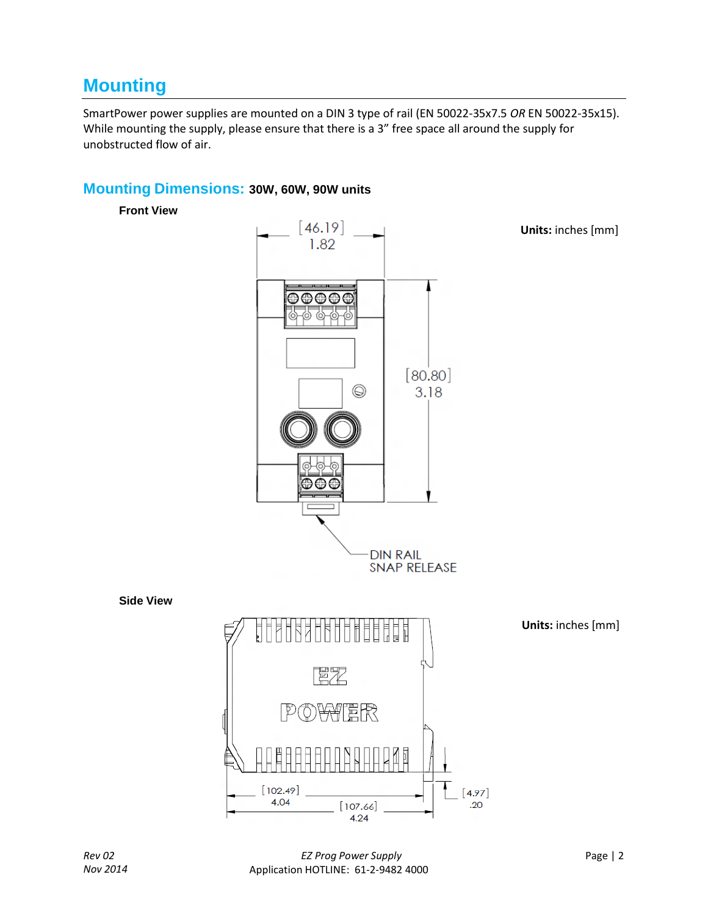## Mounting

SmartPower power supplies are mounted on a DIN 3 type of rail (EN 50022-35x7.5 *OR* EN 50022-35x15). While mounting the supply, please ensure that there is a 3" free space all around the supply for unobstructed flow of air.

### Mounting Dimensions: 30W, 60W, 90W units

**Front View**

**Units:** inches [mm]

[46.19]
1.82

[80.80]
3.18

DIN RAIL
SNAP RELEASE

**Side View**

**Units:** inches [mm]

[102.49]
4.04

[107.66]
4.24

[4.97]
.20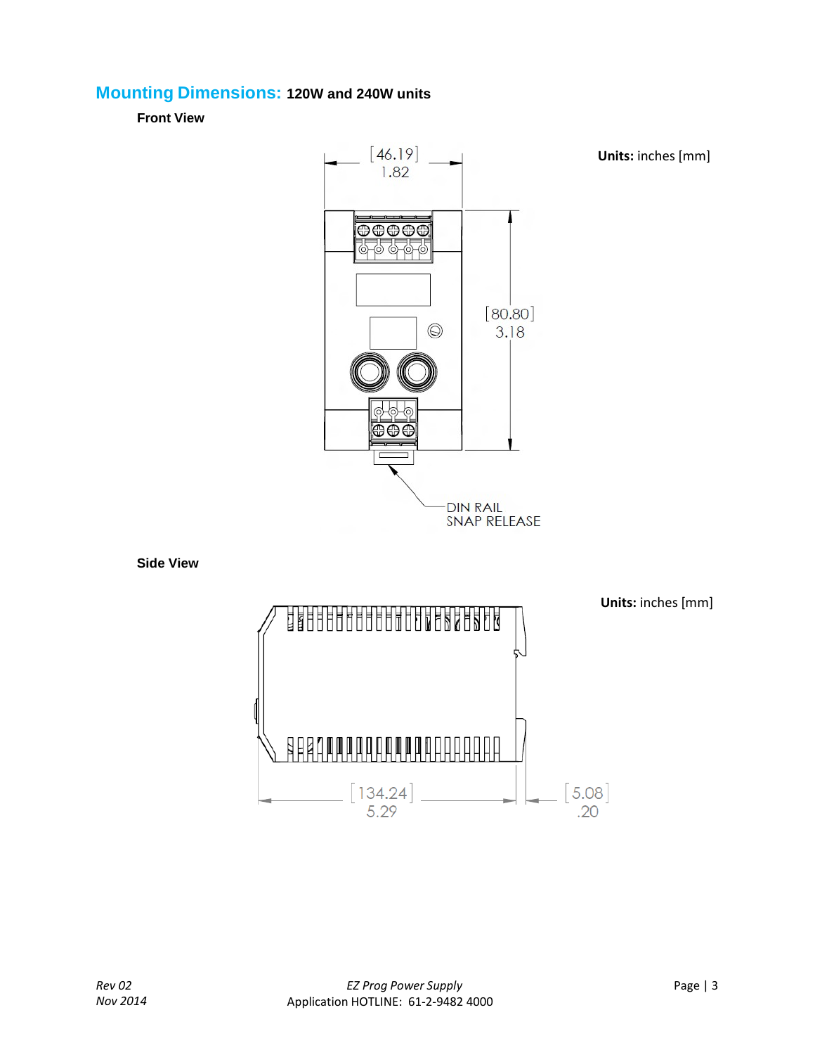## Mounting Dimensions: 120W and 240W units

**Front View**

**Units:** inches [mm]

[46.19]
1.82

[80.80]
3.18

DIN RAIL
SNAP RELEASE

**Side View**

**Units:** inches [mm]

[134.24]
5.29

[5.08]
.20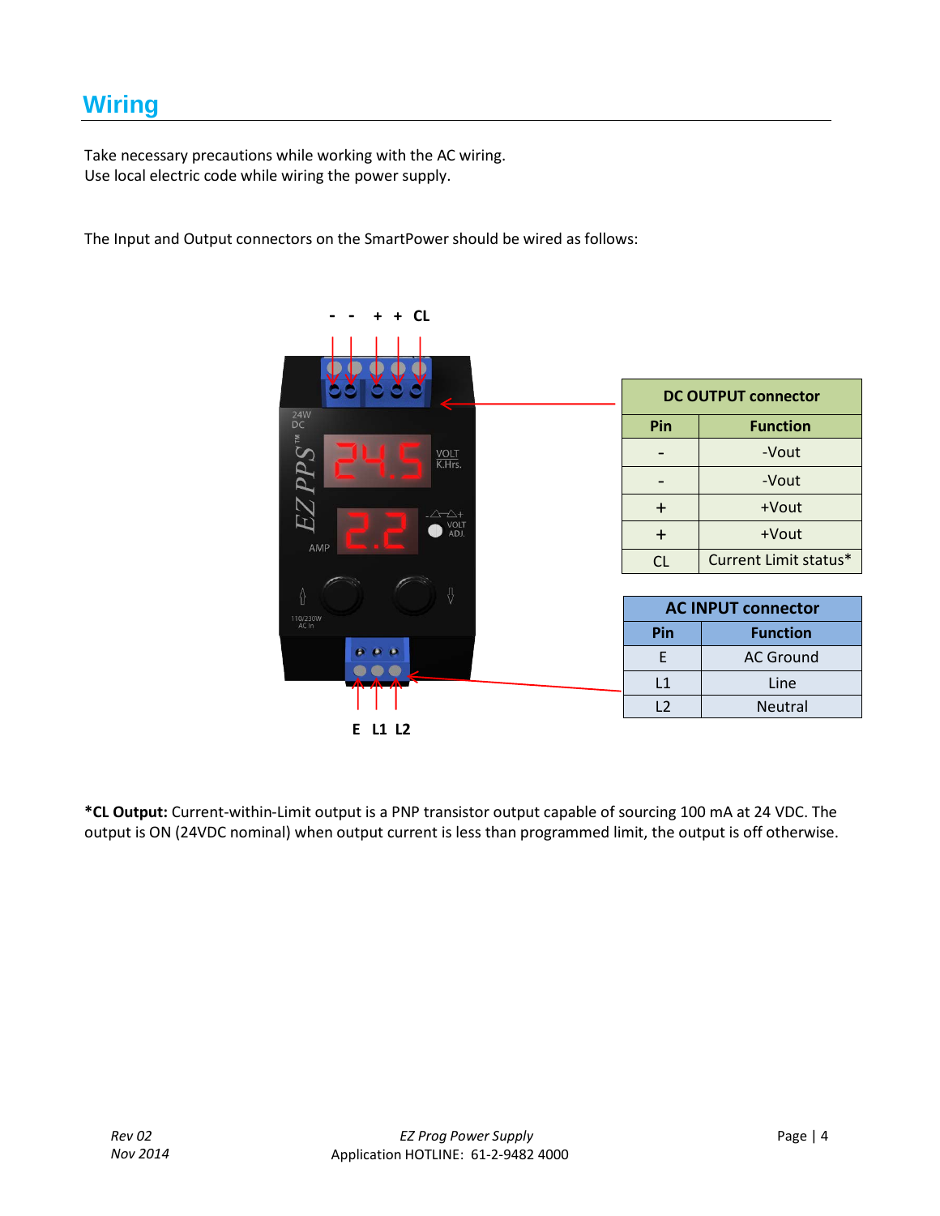## Wiring

Take necessary precautions while working with the AC wiring.
Use local electric code while wiring the power supply.

The Input and Output connectors on the SmartPower should be wired as follows:

| DC OUTPUT connector | |
|---|---|
| **Pin** | **Function** |
| - | -Vout |
| - | -Vout |
| + | +Vout |
| + | +Vout |
| CL | Current Limit status* |

| AC INPUT connector | |
|---|---|
| **Pin** | **Function** |
| E | AC Ground |
| L1 | Line |
| L2 | Neutral |

***CL Output:** Current-within-Limit output is a PNP transistor output capable of sourcing 100 mA at 24 VDC. The output is ON (24VDC nominal) when output current is less than programmed limit, the output is off otherwise.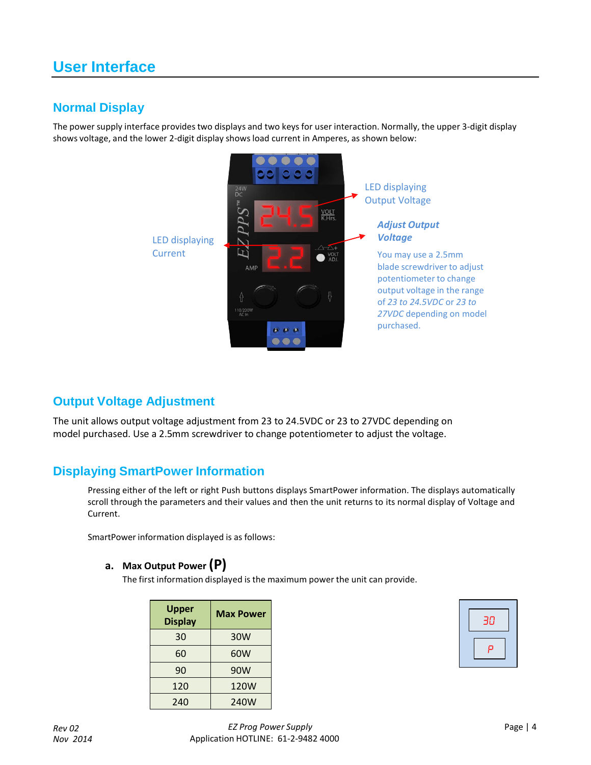# User Interface

## Normal Display

The power supply interface provides two displays and two keys for user interaction. Normally, the upper 3-digit display shows voltage, and the lower 2-digit display shows load current in Amperes, as shown below:

LED displaying Output Voltage

***Adjust Output Voltage***

You may use a 2.5mm blade screwdriver to adjust potentiometer to change output voltage in the range of *23 to 24.5VDC* or *23 to 27VDC* depending on model purchased.

LED displaying Current

## Output Voltage Adjustment

The unit allows output voltage adjustment from 23 to 24.5VDC or 23 to 27VDC depending on model purchased. Use a 2.5mm screwdriver to change potentiometer to adjust the voltage.

## Displaying SmartPower Information

Pressing either of the left or right Push buttons displays SmartPower information. The displays automatically scroll through the parameters and their values and then the unit returns to its normal display of Voltage and Current.

SmartPower information displayed is as follows:

**a. Max Output Power (P)**

The first information displayed is the maximum power the unit can provide.

| Upper Display | Max Power |
|---|---|
| 30 | 30W |
| 60 | 60W |
| 90 | 90W |
| 120 | 120W |
| 240 | 240W |

30

P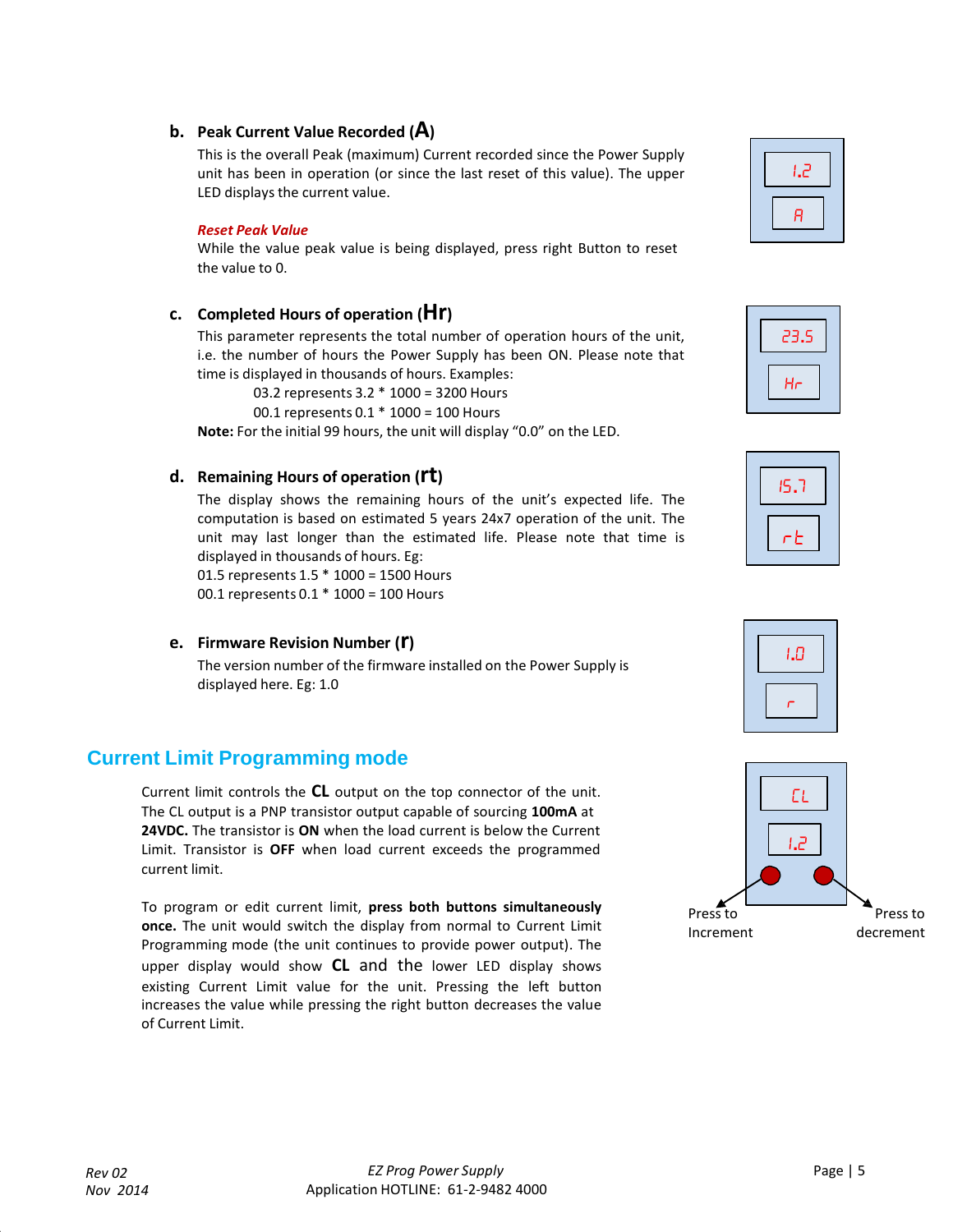**b. Peak Current Value Recorded (A)**

This is the overall Peak (maximum) Current recorded since the Power Supply unit has been in operation (or since the last reset of this value). The upper LED displays the current value.

***Reset Peak Value***

While the value peak value is being displayed, press right Button to reset the value to 0.

1.2

A

**c. Completed Hours of operation (Hr)**

This parameter represents the total number of operation hours of the unit, i.e. the number of hours the Power Supply has been ON. Please note that time is displayed in thousands of hours. Examples:

03.2 represents 3.2 * 1000 = 3200 Hours

00.1 represents 0.1 * 1000 = 100 Hours

**Note:** For the initial 99 hours, the unit will display "0.0" on the LED.

23.5

Hr

**d. Remaining Hours of operation (rt)**

The display shows the remaining hours of the unit's expected life. The computation is based on estimated 5 years 24x7 operation of the unit. The unit may last longer than the estimated life. Please note that time is displayed in thousands of hours. Eg:

01.5 represents 1.5 * 1000 = 1500 Hours

00.1 represents 0.1 * 1000 = 100 Hours

15.7

rt

**e. Firmware Revision Number (r)**

The version number of the firmware installed on the Power Supply is displayed here. Eg: 1.0

1.0

r

## Current Limit Programming mode

Current limit controls the **CL** output on the top connector of the unit. The CL output is a PNP transistor output capable of sourcing **100mA** at **24VDC.** The transistor is **ON** when the load current is below the Current Limit. Transistor is **OFF** when load current exceeds the programmed current limit.

To program or edit current limit, **press both buttons simultaneously once.** The unit would switch the display from normal to Current Limit Programming mode (the unit continues to provide power output). The upper display would show **CL** and the lower LED display shows existing Current Limit value for the unit. Pressing the left button increases the value while pressing the right button decreases the value of Current Limit.

CL

1.2

Press to Increment

Press to decrement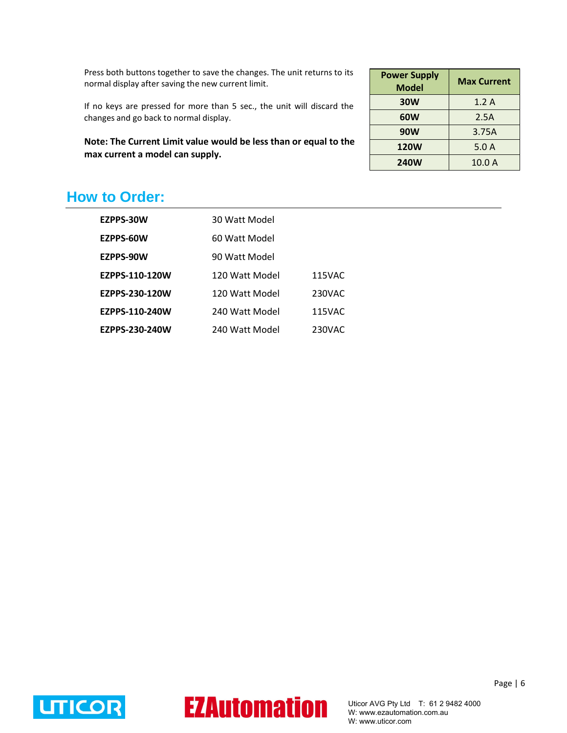Press both buttons together to save the changes. The unit returns to its normal display after saving the new current limit.

If no keys are pressed for more than 5 sec., the unit will discard the changes and go back to normal display.

**Note: The Current Limit value would be less than or equal to the max current a model can supply.**

| Power Supply Model | Max Current |
|---|---|
| **30W** | 1.2 A |
| **60W** | 2.5A |
| **90W** | 3.75A |
| **120W** | 5.0 A |
| **240W** | 10.0 A |

## How to Order:

| | | |
|---|---|---|
| **EZPPS-30W** | 30 Watt Model | |
| **EZPPS-60W** | 60 Watt Model | |
| **EZPPS-90W** | 90 Watt Model | |
| **EZPPS-110-120W** | 120 Watt Model | 115VAC |
| **EZPPS-230-120W** | 120 Watt Model | 230VAC |
| **EZPPS-110-240W** | 240 Watt Model | 115VAC |
| **EZPPS-230-240W** | 240 Watt Model | 230VAC |

UTICOR EZAutomation

Uticor AVG Pty Ltd T: 61 2 9482 4000
W: www.ezautomation.com.au
W: www.uticor.com